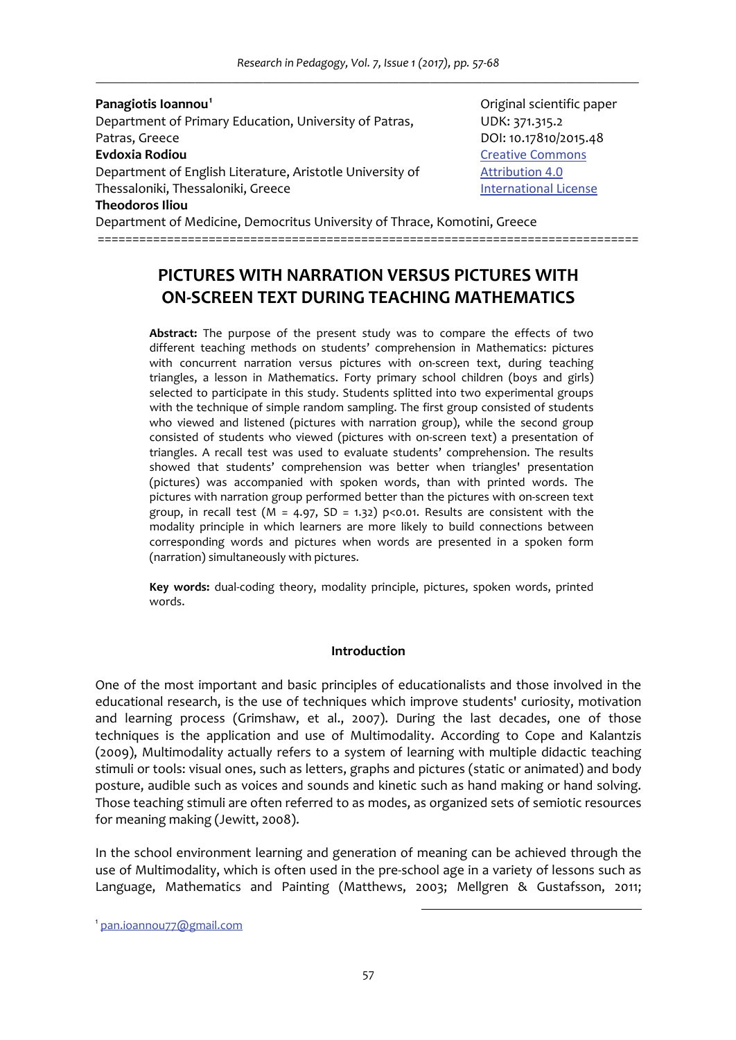**Panagiotis Ioannou**[1]
Department of Primary Education, University of Patras, Patras, Greece
**Evdoxia Rodiou**
Department of English Literature, Aristotle University of Thessaloniki, Thessaloniki, Greece
**Theodoros Iliou**
Department of Medicine, Democritus University of Thrace, Komotini, Greece

Original scientific paper
UDK: 371.315.2
DOI: 10.17810/2015.48
Creative Commons Attribution 4.0 International License

# PICTURES WITH NARRATION VERSUS PICTURES WITH ON-SCREEN TEXT DURING TEACHING MATHEMATICS

**Abstract:** The purpose of the present study was to compare the effects of two different teaching methods on students' comprehension in Mathematics: pictures with concurrent narration versus pictures with on-screen text, during teaching triangles, a lesson in Mathematics. Forty primary school children (boys and girls) selected to participate in this study. Students splitted into two experimental groups with the technique of simple random sampling. The first group consisted of students who viewed and listened (pictures with narration group), while the second group consisted of students who viewed (pictures with on-screen text) a presentation of triangles. A recall test was used to evaluate students' comprehension. The results showed that students' comprehension was better when triangles' presentation (pictures) was accompanied with spoken words, than with printed words. The pictures with narration group performed better than the pictures with on-screen text group, in recall test ($M = 4.97$, $SD = 1.32$) $p<0.01$. Results are consistent with the modality principle in which learners are more likely to build connections between corresponding words and pictures when words are presented in a spoken form (narration) simultaneously with pictures.

**Key words:** dual-coding theory, modality principle, pictures, spoken words, printed words.

## Introduction

One of the most important and basic principles of educationalists and those involved in the educational research, is the use of techniques which improve students' curiosity, motivation and learning process (Grimshaw, et al., 2007). During the last decades, one of those techniques is the application and use of Multimodality. According to Cope and Kalantzis (2009), Multimodality actually refers to a system of learning with multiple didactic teaching stimuli or tools: visual ones, such as letters, graphs and pictures (static or animated) and body posture, audible such as voices and sounds and kinetic such as hand making or hand solving. Those teaching stimuli are often referred to as modes, as organized sets of semiotic resources for meaning making (Jewitt, 2008).

In the school environment learning and generation of meaning can be achieved through the use of Multimodality, which is often used in the pre-school age in a variety of lessons such as Language, Mathematics and Painting (Matthews, 2003; Mellgren & Gustafsson, 2011;

[1] pan.ioannou77@gmail.com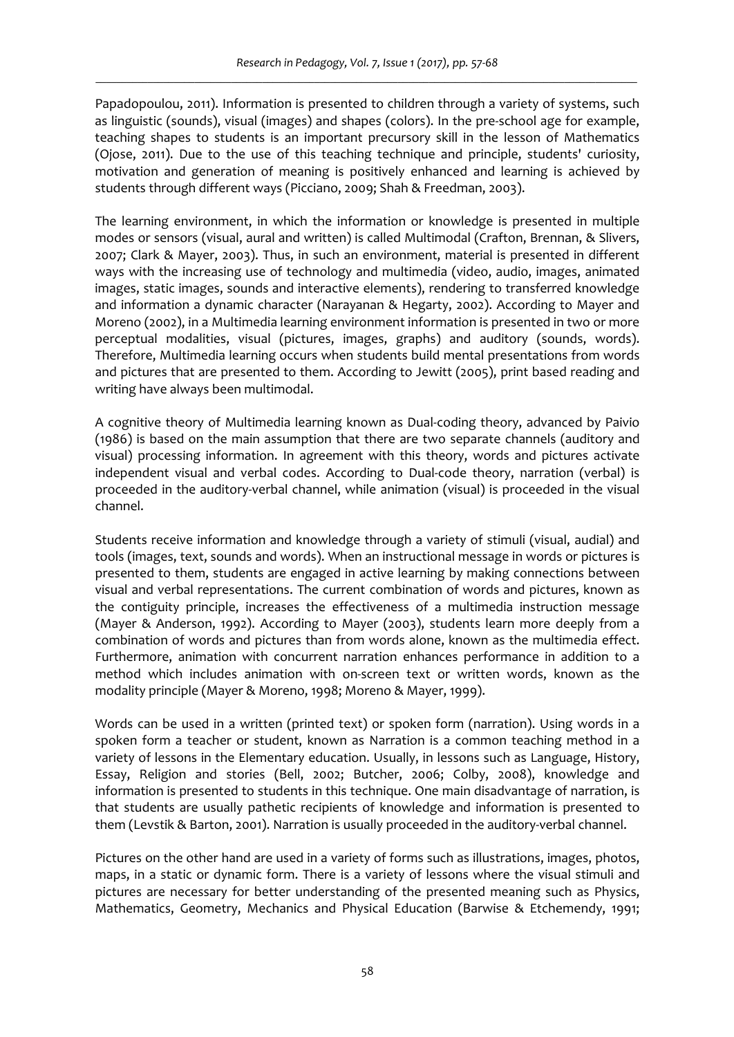Papadopoulou, 2011). Information is presented to children through a variety of systems, such as linguistic (sounds), visual (images) and shapes (colors). In the pre-school age for example, teaching shapes to students is an important precursory skill in the lesson of Mathematics (Ojose, 2011). Due to the use of this teaching technique and principle, students' curiosity, motivation and generation of meaning is positively enhanced and learning is achieved by students through different ways (Picciano, 2009; Shah & Freedman, 2003).

The learning environment, in which the information or knowledge is presented in multiple modes or sensors (visual, aural and written) is called Multimodal (Crafton, Brennan, & Slivers, 2007; Clark & Mayer, 2003). Thus, in such an environment, material is presented in different ways with the increasing use of technology and multimedia (video, audio, images, animated images, static images, sounds and interactive elements), rendering to transferred knowledge and information a dynamic character (Narayanan & Hegarty, 2002). According to Mayer and Moreno (2002), in a Multimedia learning environment information is presented in two or more perceptual modalities, visual (pictures, images, graphs) and auditory (sounds, words). Therefore, Multimedia learning occurs when students build mental presentations from words and pictures that are presented to them. According to Jewitt (2005), print based reading and writing have always been multimodal.

A cognitive theory of Multimedia learning known as Dual-coding theory, advanced by Paivio (1986) is based on the main assumption that there are two separate channels (auditory and visual) processing information. In agreement with this theory, words and pictures activate independent visual and verbal codes. According to Dual-code theory, narration (verbal) is proceeded in the auditory-verbal channel, while animation (visual) is proceeded in the visual channel.

Students receive information and knowledge through a variety of stimuli (visual, audial) and tools (images, text, sounds and words). When an instructional message in words or pictures is presented to them, students are engaged in active learning by making connections between visual and verbal representations. The current combination of words and pictures, known as the contiguity principle, increases the effectiveness of a multimedia instruction message (Mayer & Anderson, 1992). According to Mayer (2003), students learn more deeply from a combination of words and pictures than from words alone, known as the multimedia effect. Furthermore, animation with concurrent narration enhances performance in addition to a method which includes animation with on-screen text or written words, known as the modality principle (Mayer & Moreno, 1998; Moreno & Mayer, 1999).

Words can be used in a written (printed text) or spoken form (narration). Using words in a spoken form a teacher or student, known as Narration is a common teaching method in a variety of lessons in the Elementary education. Usually, in lessons such as Language, History, Essay, Religion and stories (Bell, 2002; Butcher, 2006; Colby, 2008), knowledge and information is presented to students in this technique. One main disadvantage of narration, is that students are usually pathetic recipients of knowledge and information is presented to them (Levstik & Barton, 2001). Narration is usually proceeded in the auditory-verbal channel.

Pictures on the other hand are used in a variety of forms such as illustrations, images, photos, maps, in a static or dynamic form. There is a variety of lessons where the visual stimuli and pictures are necessary for better understanding of the presented meaning such as Physics, Mathematics, Geometry, Mechanics and Physical Education (Barwise & Etchemendy, 1991;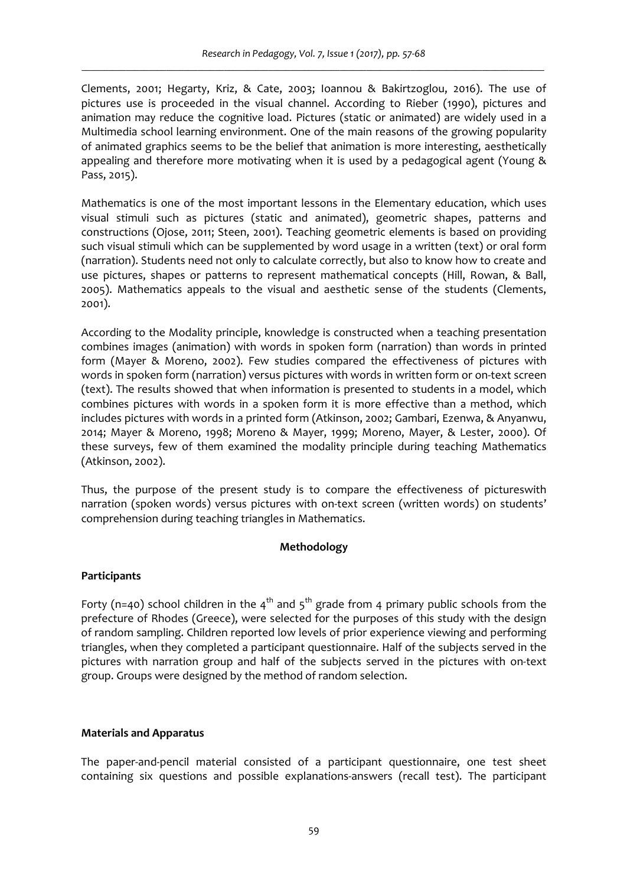Clements, 2001; Hegarty, Kriz, & Cate, 2003; Ioannou & Bakirtzoglou, 2016). The use of pictures use is proceeded in the visual channel. According to Rieber (1990), pictures and animation may reduce the cognitive load. Pictures (static or animated) are widely used in a Multimedia school learning environment. One of the main reasons of the growing popularity of animated graphics seems to be the belief that animation is more interesting, aesthetically appealing and therefore more motivating when it is used by a pedagogical agent (Young & Pass, 2015).

Mathematics is one of the most important lessons in the Elementary education, which uses visual stimuli such as pictures (static and animated), geometric shapes, patterns and constructions (Ojose, 2011; Steen, 2001). Teaching geometric elements is based on providing such visual stimuli which can be supplemented by word usage in a written (text) or oral form (narration). Students need not only to calculate correctly, but also to know how to create and use pictures, shapes or patterns to represent mathematical concepts (Hill, Rowan, & Ball, 2005). Mathematics appeals to the visual and aesthetic sense of the students (Clements, 2001).

According to the Modality principle, knowledge is constructed when a teaching presentation combines images (animation) with words in spoken form (narration) than words in printed form (Mayer & Moreno, 2002). Few studies compared the effectiveness of pictures with words in spoken form (narration) versus pictures with words in written form or on-text screen (text). The results showed that when information is presented to students in a model, which combines pictures with words in a spoken form it is more effective than a method, which includes pictures with words in a printed form (Atkinson, 2002; Gambari, Ezenwa, & Anyanwu, 2014; Mayer & Moreno, 1998; Moreno & Mayer, 1999; Moreno, Mayer, & Lester, 2000). Of these surveys, few of them examined the modality principle during teaching Mathematics (Atkinson, 2002).

Thus, the purpose of the present study is to compare the effectiveness of pictureswith narration (spoken words) versus pictures with on-text screen (written words) on students' comprehension during teaching triangles in Mathematics.

## Methodology

### Participants

Forty (n=40) school children in the 4th and 5th grade from 4 primary public schools from the prefecture of Rhodes (Greece), were selected for the purposes of this study with the design of random sampling. Children reported low levels of prior experience viewing and performing triangles, when they completed a participant questionnaire. Half of the subjects served in the pictures with narration group and half of the subjects served in the pictures with on-text group. Groups were designed by the method of random selection.

### Materials and Apparatus

The paper-and-pencil material consisted of a participant questionnaire, one test sheet containing six questions and possible explanations-answers (recall test). The participant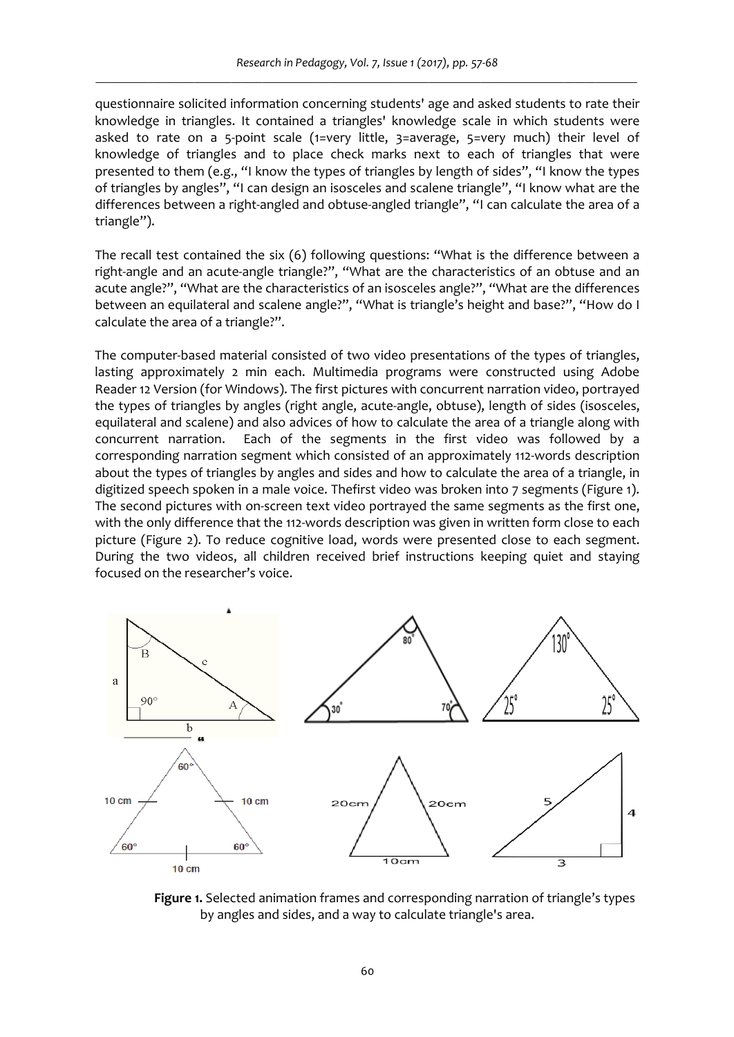questionnaire solicited information concerning students' age and asked students to rate their knowledge in triangles. It contained a triangles' knowledge scale in which students were asked to rate on a 5-point scale (1=very little, 3=average, 5=very much) their level of knowledge of triangles and to place check marks next to each of triangles that were presented to them (e.g., "I know the types of triangles by length of sides", "I know the types of triangles by angles", "I can design an isosceles and scalene triangle", "I know what are the differences between a right-angled and obtuse-angled triangle", "I can calculate the area of a triangle").

The recall test contained the six (6) following questions: "What is the difference between a right-angle and an acute-angle triangle?", "What are the characteristics of an obtuse and an acute angle?", "What are the characteristics of an isosceles angle?", "What are the differences between an equilateral and scalene angle?", "What is triangle's height and base?", "How do I calculate the area of a triangle?".

The computer-based material consisted of two video presentations of the types of triangles, lasting approximately 2 min each. Multimedia programs were constructed using Adobe Reader 12 Version (for Windows). The first pictures with concurrent narration video, portrayed the types of triangles by angles (right angle, acute-angle, obtuse), length of sides (isosceles, equilateral and scalene) and also advices of how to calculate the area of a triangle along with concurrent narration. Each of the segments in the first video was followed by a corresponding narration segment which consisted of an approximately 112-words description about the types of triangles by angles and sides and how to calculate the area of a triangle, in digitized speech spoken in a male voice. Thefirst video was broken into 7 segments (Figure 1). The second pictures with on-screen text video portrayed the same segments as the first one, with the only difference that the 112-words description was given in written form close to each picture (Figure 2). To reduce cognitive load, words were presented close to each segment. During the two videos, all children received brief instructions keeping quiet and staying focused on the researcher's voice.

**Figure 1.** Selected animation frames and corresponding narration of triangle's types by angles and sides, and a way to calculate triangle's area.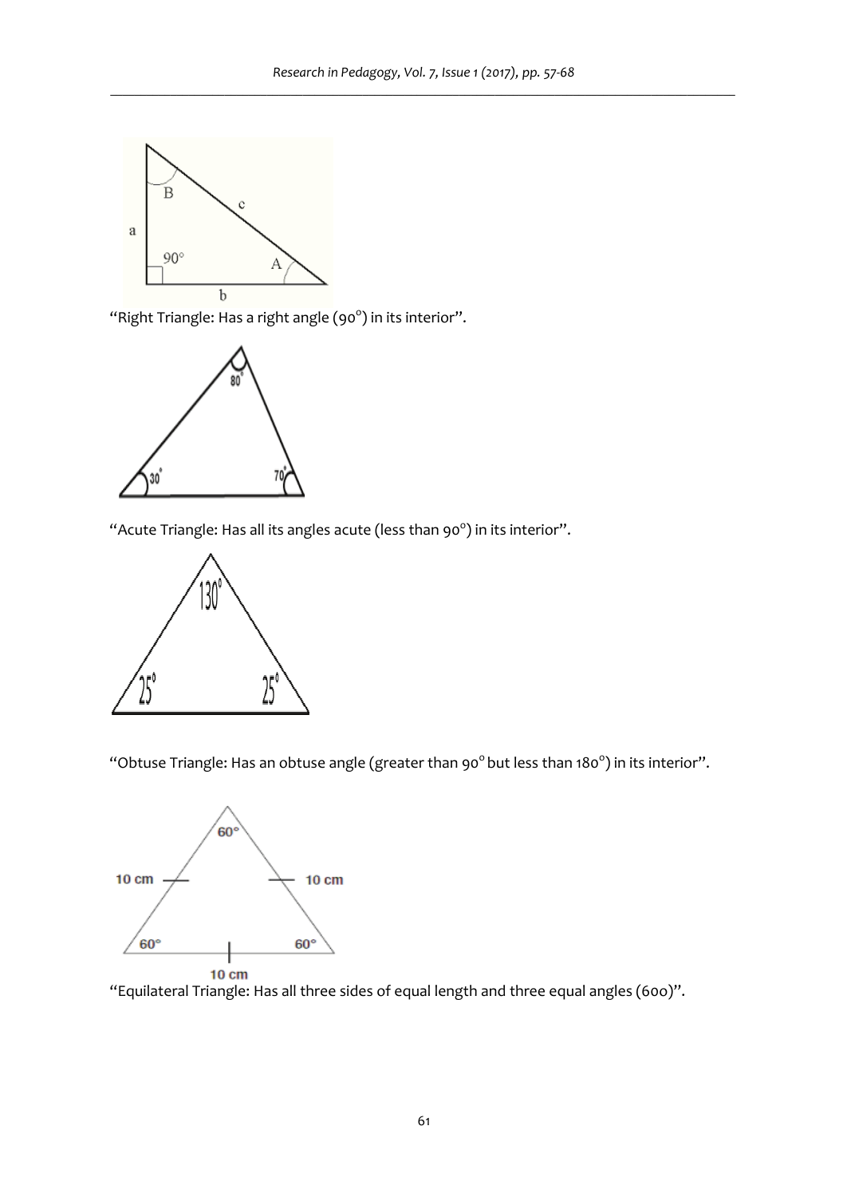"Right Triangle: Has a right angle ($90^{o}$) in its interior".

"Acute Triangle: Has all its angles acute (less than $90^{o}$) in its interior".

"Obtuse Triangle: Has an obtuse angle (greater than $90^{o}$ but less than $180^{o}$) in its interior".

"Equilateral Triangle: Has all three sides of equal length and three equal angles (60o)".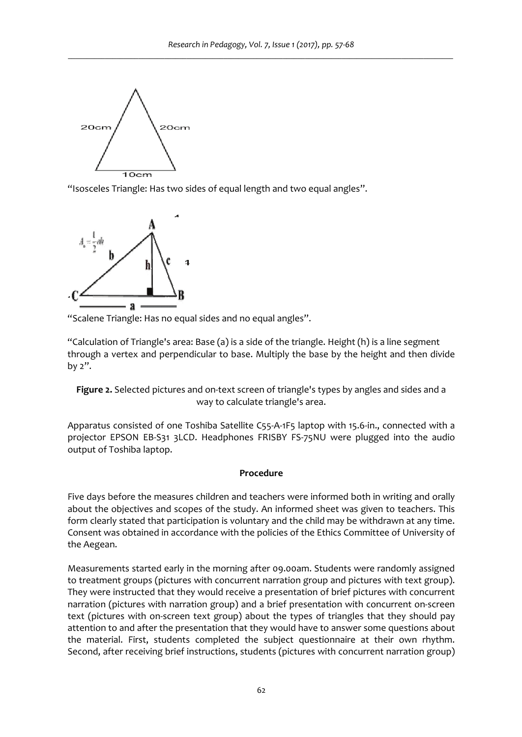"Isosceles Triangle: Has two sides of equal length and two equal angles".

"Scalene Triangle: Has no equal sides and no equal angles".

"Calculation of Triangle's area: Base (a) is a side of the triangle. Height (h) is a line segment through a vertex and perpendicular to base. Multiply the base by the height and then divide by 2".

**Figure 2.** Selected pictures and on-text screen of triangle's types by angles and sides and a way to calculate triangle's area.

Apparatus consisted of one Toshiba Satellite C55-A-1F5 laptop with 15.6-in., connected with a projector EPSON EB-S31 3LCD. Headphones FRISBY FS-75NU were plugged into the audio output of Toshiba laptop.

**Procedure**

Five days before the measures children and teachers were informed both in writing and orally about the objectives and scopes of the study. An informed sheet was given to teachers. This form clearly stated that participation is voluntary and the child may be withdrawn at any time. Consent was obtained in accordance with the policies of the Ethics Committee of University of the Aegean.

Measurements started early in the morning after 09.00am. Students were randomly assigned to treatment groups (pictures with concurrent narration group and pictures with text group). They were instructed that they would receive a presentation of brief pictures with concurrent narration (pictures with narration group) and a brief presentation with concurrent on-screen text (pictures with on-screen text group) about the types of triangles that they should pay attention to and after the presentation that they would have to answer some questions about the material. First, students completed the subject questionnaire at their own rhythm. Second, after receiving brief instructions, students (pictures with concurrent narration group)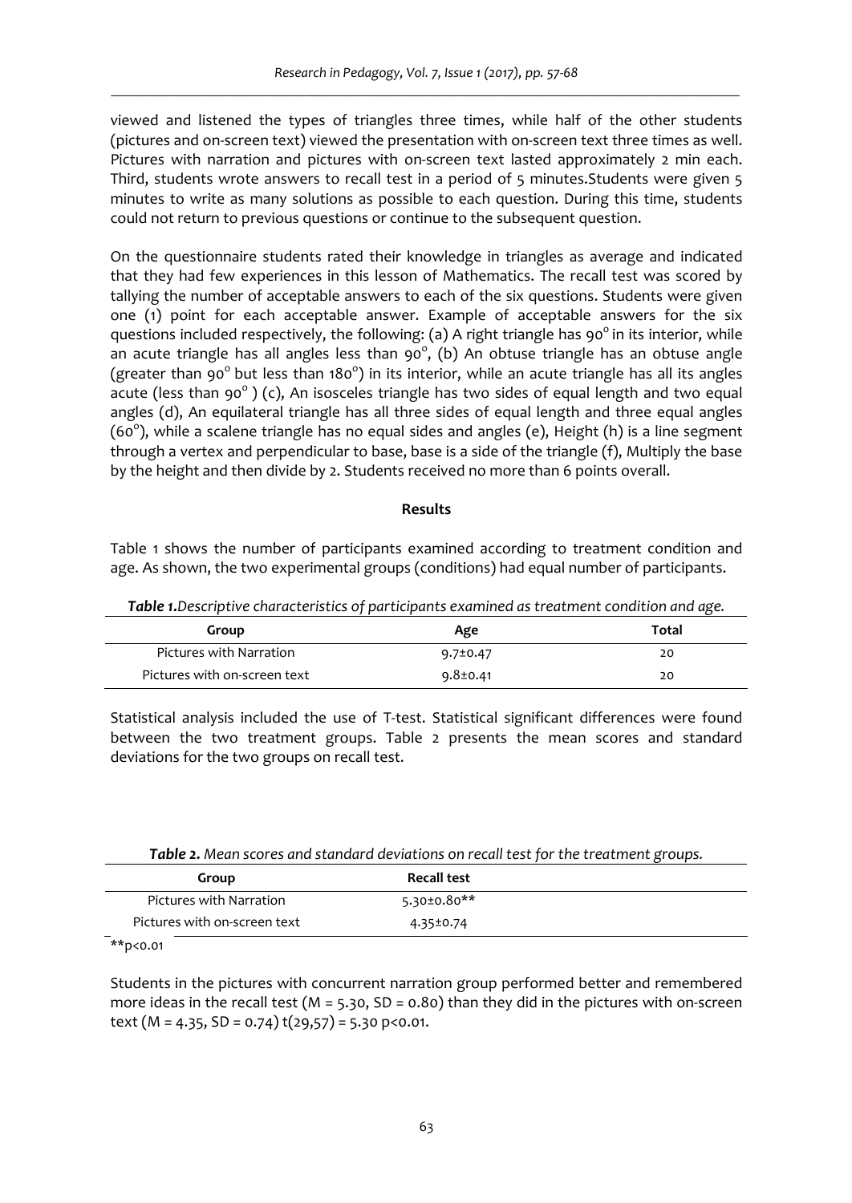viewed and listened the types of triangles three times, while half of the other students (pictures and on-screen text) viewed the presentation with on-screen text three times as well. Pictures with narration and pictures with on-screen text lasted approximately 2 min each. Third, students wrote answers to recall test in a period of 5 minutes.Students were given 5 minutes to write as many solutions as possible to each question. During this time, students could not return to previous questions or continue to the subsequent question.

On the questionnaire students rated their knowledge in triangles as average and indicated that they had few experiences in this lesson of Mathematics. The recall test was scored by tallying the number of acceptable answers to each of the six questions. Students were given one (1) point for each acceptable answer. Example of acceptable answers for the six questions included respectively, the following: (a) A right triangle has $90^o$ in its interior, while an acute triangle has all angles less than $90^o$, (b) An obtuse triangle has an obtuse angle (greater than $90^o$ but less than $180^o$) in its interior, while an acute triangle has all its angles acute (less than $90^o$ ) (c), An isosceles triangle has two sides of equal length and two equal angles (d), An equilateral triangle has all three sides of equal length and three equal angles ($60^o$), while a scalene triangle has no equal sides and angles (e), Height (h) is a line segment through a vertex and perpendicular to base, base is a side of the triangle (f), Multiply the base by the height and then divide by 2. Students received no more than 6 points overall.

## Results

Table 1 shows the number of participants examined according to treatment condition and age. As shown, the two experimental groups (conditions) had equal number of participants.

***Table 1.****Descriptive characteristics of participants examined as treatment condition and age.*

| Group | Age | Total |
|---|---|---|
| Pictures with Narration | 9.7±0.47 | 20 |
| Pictures with on-screen text | 9.8±0.41 | 20 |

Statistical analysis included the use of T-test. Statistical significant differences were found between the two treatment groups. Table 2 presents the mean scores and standard deviations for the two groups on recall test.

***Table 2.*** *Mean scores and standard deviations on recall test for the treatment groups.*

| Group | Recall test |
|---|---|
| Pictures with Narration | 5.30±0.80** |
| Pictures with on-screen text | 4.35±0.74 |

**p<0.01

Students in the pictures with concurrent narration group performed better and remembered more ideas in the recall test ($M = 5.30$, $SD = 0.80$) than they did in the pictures with on-screen text ($M = 4.35$, $SD = 0.74$) $t(29,57) = 5.30$ $p<0.01$.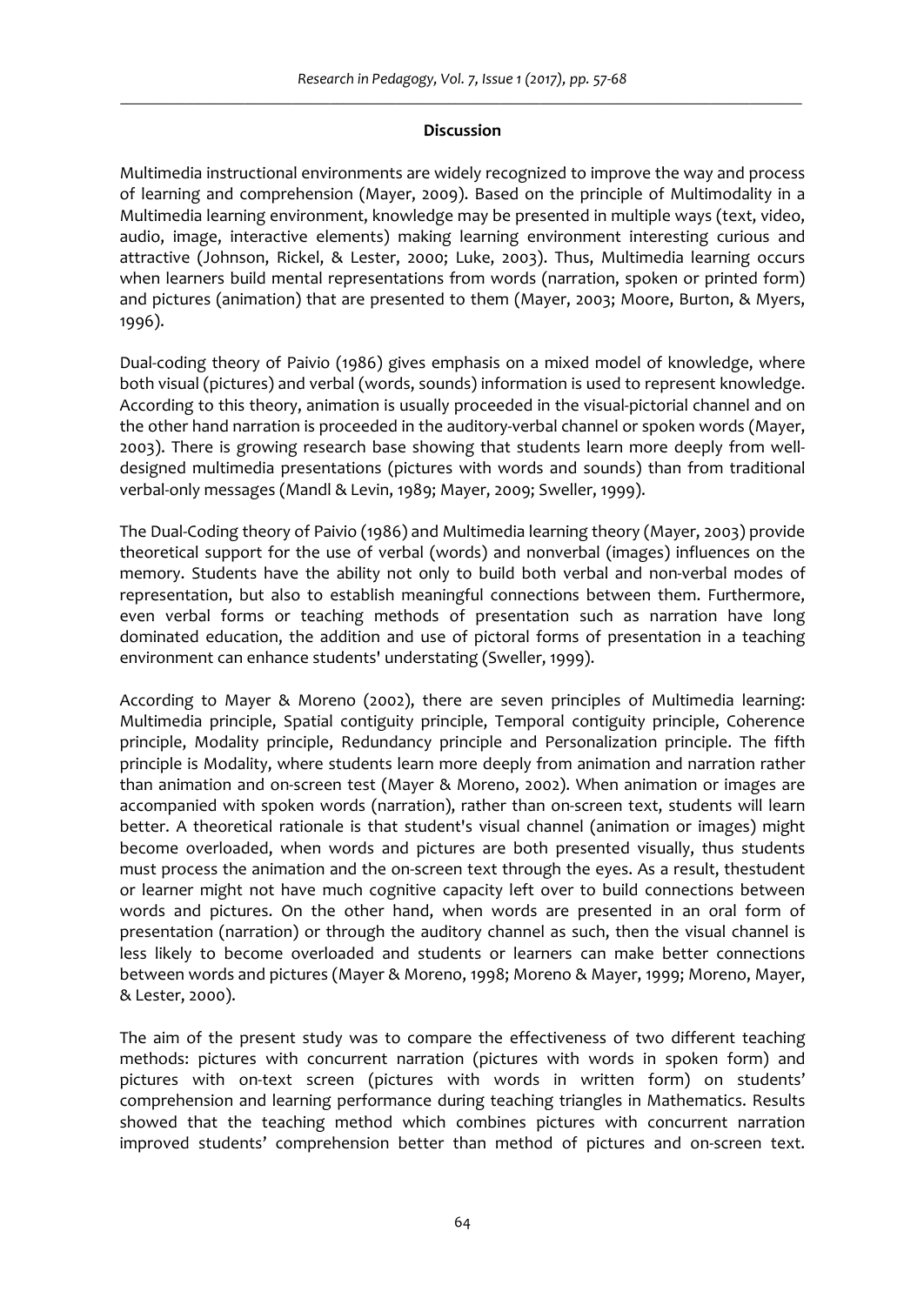## Discussion

Multimedia instructional environments are widely recognized to improve the way and process of learning and comprehension (Mayer, 2009). Based on the principle of Multimodality in a Multimedia learning environment, knowledge may be presented in multiple ways (text, video, audio, image, interactive elements) making learning environment interesting curious and attractive (Johnson, Rickel, & Lester, 2000; Luke, 2003). Thus, Multimedia learning occurs when learners build mental representations from words (narration, spoken or printed form) and pictures (animation) that are presented to them (Mayer, 2003; Moore, Burton, & Myers, 1996).

Dual-coding theory of Paivio (1986) gives emphasis on a mixed model of knowledge, where both visual (pictures) and verbal (words, sounds) information is used to represent knowledge. According to this theory, animation is usually proceeded in the visual-pictorial channel and on the other hand narration is proceeded in the auditory-verbal channel or spoken words (Mayer, 2003). There is growing research base showing that students learn more deeply from well-designed multimedia presentations (pictures with words and sounds) than from traditional verbal-only messages (Mandl & Levin, 1989; Mayer, 2009; Sweller, 1999).

The Dual-Coding theory of Paivio (1986) and Multimedia learning theory (Mayer, 2003) provide theoretical support for the use of verbal (words) and nonverbal (images) influences on the memory. Students have the ability not only to build both verbal and non-verbal modes of representation, but also to establish meaningful connections between them. Furthermore, even verbal forms or teaching methods of presentation such as narration have long dominated education, the addition and use of pictoral forms of presentation in a teaching environment can enhance students' understating (Sweller, 1999).

According to Mayer & Moreno (2002), there are seven principles of Multimedia learning: Multimedia principle, Spatial contiguity principle, Temporal contiguity principle, Coherence principle, Modality principle, Redundancy principle and Personalization principle. The fifth principle is Modality, where students learn more deeply from animation and narration rather than animation and on-screen test (Mayer & Moreno, 2002). When animation or images are accompanied with spoken words (narration), rather than on-screen text, students will learn better. A theoretical rationale is that student's visual channel (animation or images) might become overloaded, when words and pictures are both presented visually, thus students must process the animation and the on-screen text through the eyes. As a result, thestudent or learner might not have much cognitive capacity left over to build connections between words and pictures. On the other hand, when words are presented in an oral form of presentation (narration) or through the auditory channel as such, then the visual channel is less likely to become overloaded and students or learners can make better connections between words and pictures (Mayer & Moreno, 1998; Moreno & Mayer, 1999; Moreno, Mayer, & Lester, 2000).

The aim of the present study was to compare the effectiveness of two different teaching methods: pictures with concurrent narration (pictures with words in spoken form) and pictures with on-text screen (pictures with words in written form) on students' comprehension and learning performance during teaching triangles in Mathematics. Results showed that the teaching method which combines pictures with concurrent narration improved students' comprehension better than method of pictures and on-screen text.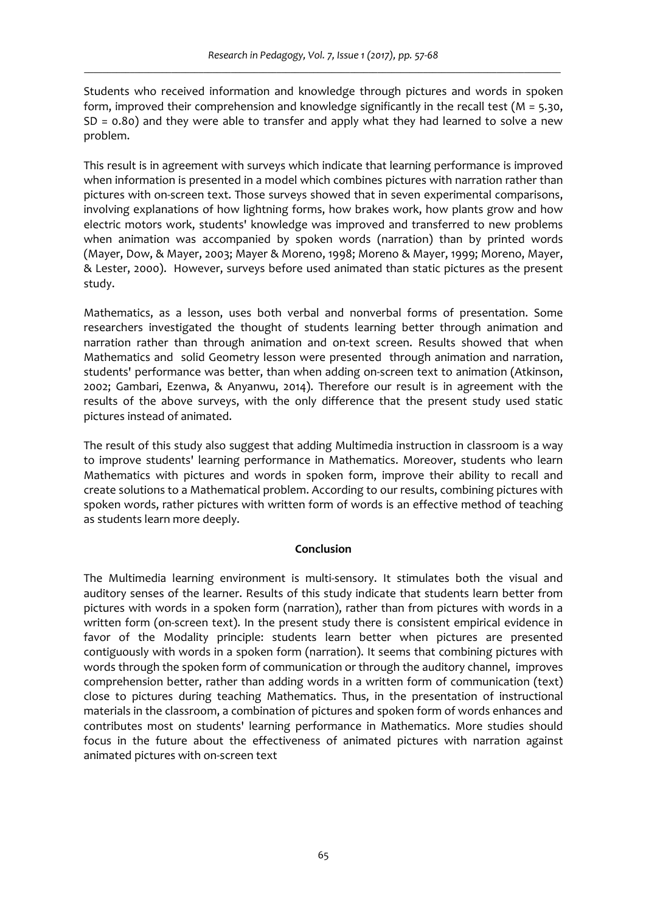Students who received information and knowledge through pictures and words in spoken form, improved their comprehension and knowledge significantly in the recall test ($M = 5.30$, $SD = 0.80$) and they were able to transfer and apply what they had learned to solve a new problem.

This result is in agreement with surveys which indicate that learning performance is improved when information is presented in a model which combines pictures with narration rather than pictures with on-screen text. Those surveys showed that in seven experimental comparisons, involving explanations of how lightning forms, how brakes work, how plants grow and how electric motors work, students' knowledge was improved and transferred to new problems when animation was accompanied by spoken words (narration) than by printed words (Mayer, Dow, & Mayer, 2003; Mayer & Moreno, 1998; Moreno & Mayer, 1999; Moreno, Mayer, & Lester, 2000). However, surveys before used animated than static pictures as the present study.

Mathematics, as a lesson, uses both verbal and nonverbal forms of presentation. Some researchers investigated the thought of students learning better through animation and narration rather than through animation and on-text screen. Results showed that when Mathematics and solid Geometry lesson were presented through animation and narration, students' performance was better, than when adding on-screen text to animation (Atkinson, 2002; Gambari, Ezenwa, & Anyanwu, 2014). Therefore our result is in agreement with the results of the above surveys, with the only difference that the present study used static pictures instead of animated.

The result of this study also suggest that adding Multimedia instruction in classroom is a way to improve students' learning performance in Mathematics. Moreover, students who learn Mathematics with pictures and words in spoken form, improve their ability to recall and create solutions to a Mathematical problem. According to our results, combining pictures with spoken words, rather pictures with written form of words is an effective method of teaching as students learn more deeply.

## Conclusion

The Multimedia learning environment is multi-sensory. It stimulates both the visual and auditory senses of the learner. Results of this study indicate that students learn better from pictures with words in a spoken form (narration), rather than from pictures with words in a written form (on-screen text). In the present study there is consistent empirical evidence in favor of the Modality principle: students learn better when pictures are presented contiguously with words in a spoken form (narration). It seems that combining pictures with words through the spoken form of communication or through the auditory channel, improves comprehension better, rather than adding words in a written form of communication (text) close to pictures during teaching Mathematics. Thus, in the presentation of instructional materials in the classroom, a combination of pictures and spoken form of words enhances and contributes most on students' learning performance in Mathematics. More studies should focus in the future about the effectiveness of animated pictures with narration against animated pictures with on-screen text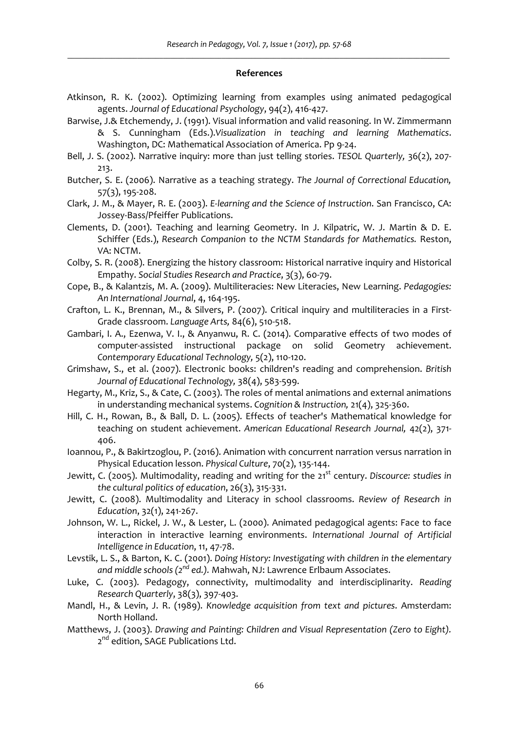## References

Atkinson, R. K. (2002). Optimizing learning from examples using animated pedagogical agents. *Journal of Educational Psychology*, 94(2), 416-427.

Barwise, J.& Etchemendy, J. (1991). Visual information and valid reasoning. In W. Zimmermann & S. Cunningham (Eds.).*Visualization in teaching and learning Mathematics*. Washington, DC: Mathematical Association of America. Pp 9-24.

Bell, J. S. (2002). Narrative inquiry: more than just telling stories. *TESOL Quarterly,* 36(2), 207-213.

Butcher, S. E. (2006). Narrative as a teaching strategy. *The Journal of Correctional Education,* 57(3), 195-208.

Clark, J. M., & Mayer, R. E. (2003). *E-learning and the Science of Instruction*. San Francisco, CA: Jossey-Bass/Pfeiffer Publications.

Clements, D. (2001). Teaching and learning Geometry. In J. Kilpatric, W. J. Martin & D. E. Schiffer (Eds.), *Research Companion to the NCTM Standards for Mathematics.* Reston, VA: NCTM.

Colby, S. R. (2008). Energizing the history classroom: Historical narrative inquiry and Historical Empathy. *Social Studies Research and Practice*, 3(3), 60-79.

Cope, B., & Kalantzis, M. A. (2009). Multiliteracies: New Literacies, New Learning. *Pedagogies: An International Journal*, 4, 164-195.

Crafton, L. K., Brennan, M., & Silvers, P. (2007). Critical inquiry and multiliteracies in a First-Grade classroom. *Language Arts,* 84(6), 510-518.

Gambari, I. A., Ezenwa, V. I., & Anyanwu, R. C. (2014). Comparative effects of two modes of computer-assisted instructional package on solid Geometry achievement. *Contemporary Educational Technology,* 5(2), 110-120.

Grimshaw, S., et al. (2007). Electronic books: children's reading and comprehension. *British Journal of Educational Technology,* 38(4), 583-599.

Hegarty, M., Kriz, S., & Cate, C. (2003). The roles of mental animations and external animations in understanding mechanical systems. *Cognition & Instruction,* 21(4), 325-360.

Hill, C. H., Rowan, B., & Ball, D. L. (2005). Effects of teacher's Mathematical knowledge for teaching on student achievement. *American Educational Research Journal,* 42(2), 371-406.

Ioannou, P., & Bakirtzoglou, P. (2016). Animation with concurrent narration versus narration in Physical Education lesson. *Physical Culture*, 70(2), 135-144.

Jewitt, C. (2005). Multimodality, reading and writing for the 21st century. *Discource: studies in the cultural politics of education*, 26(3), 315-331.

Jewitt, C. (2008). Multimodality and Literacy in school classrooms. *Review of Research in Education*, 32(1), 241-267.

Johnson, W. L., Rickel, J. W., & Lester, L. (2000). Animated pedagogical agents: Face to face interaction in interactive learning environments. *International Journal of Artificial Intelligence in Education*, 11, 47-78.

Levstik, L. S., & Barton, K. C. (2001). *Doing History: Investigating with children in the elementary and middle schools (2nd ed.).* Mahwah, NJ: Lawrence Erlbaum Associates.

Luke, C. (2003). Pedagogy, connectivity, multimodality and interdisciplinarity. *Reading Research Quarterly*, 38(3), 397-403.

Mandl, H., & Levin, J. R. (1989). *Knowledge acquisition from text and pictures.* Amsterdam: North Holland.

Matthews, J. (2003). *Drawing and Painting: Children and Visual Representation (Zero to Eight).* 2nd edition, SAGE Publications Ltd.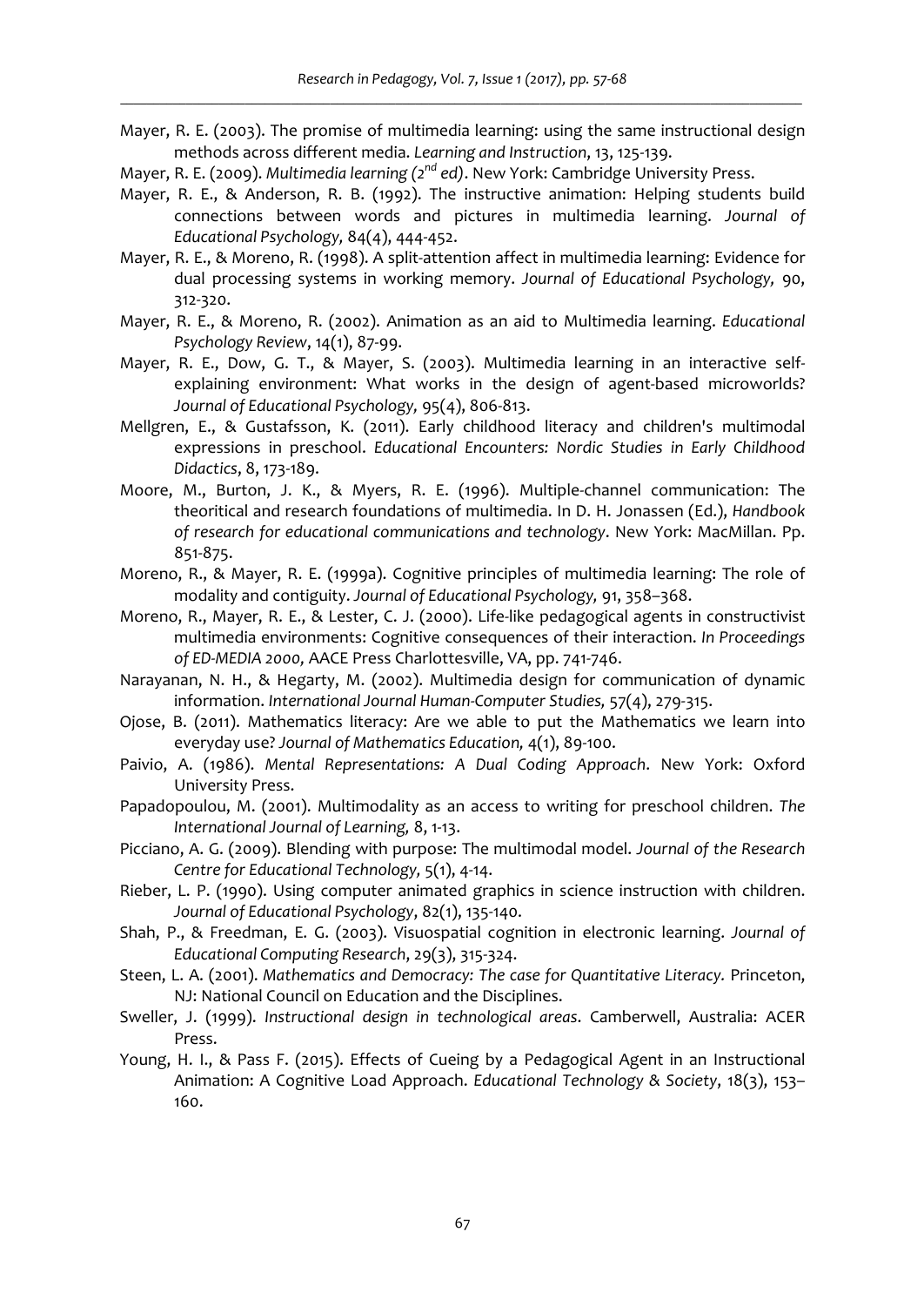Mayer, R. E. (2003). The promise of multimedia learning: using the same instructional design methods across different media. *Learning and Instruction*, 13, 125-139.

Mayer, R. E. (2009). *Multimedia learning (2nd ed)*. New York: Cambridge University Press.

Mayer, R. E., & Anderson, R. B. (1992). The instructive animation: Helping students build connections between words and pictures in multimedia learning. *Journal of Educational Psychology,* 84(4), 444-452.

Mayer, R. E., & Moreno, R. (1998). A split-attention affect in multimedia learning: Evidence for dual processing systems in working memory. *Journal of Educational Psychology,* 90, 312-320.

Mayer, R. E., & Moreno, R. (2002). Animation as an aid to Multimedia learning. *Educational Psychology Review*, 14(1), 87-99.

Mayer, R. E., Dow, G. T., & Mayer, S. (2003). Multimedia learning in an interactive self-explaining environment: What works in the design of agent-based microworlds? *Journal of Educational Psychology,* 95(4), 806-813.

Mellgren, E., & Gustafsson, K. (2011). Early childhood literacy and children's multimodal expressions in preschool. *Educational Encounters: Nordic Studies in Early Childhood Didactics*, 8, 173-189.

Moore, M., Burton, J. K., & Myers, R. E. (1996). Multiple-channel communication: The theoritical and research foundations of multimedia. In D. H. Jonassen (Ed.), *Handbook of research for educational communications and technology*. New York: MacMillan. Pp. 851-875.

Moreno, R., & Mayer, R. E. (1999a). Cognitive principles of multimedia learning: The role of modality and contiguity. *Journal of Educational Psychology,* 91, 358–368.

Moreno, R., Mayer, R. E., & Lester, C. J. (2000). Life-like pedagogical agents in constructivist multimedia environments: Cognitive consequences of their interaction. *In Proceedings of ED-MEDIA 2000,* AACE Press Charlottesville, VA, pp. 741-746.

Narayanan, N. H., & Hegarty, M. (2002). Multimedia design for communication of dynamic information. *International Journal Human-Computer Studies,* 57(4), 279-315.

Ojose, B. (2011). Mathematics literacy: Are we able to put the Mathematics we learn into everyday use? *Journal of Mathematics Education,* 4(1), 89-100.

Paivio, A. (1986). *Mental Representations: A Dual Coding Approach*. New York: Oxford University Press.

Papadopoulou, M. (2001). Multimodality as an access to writing for preschool children. *The International Journal of Learning,* 8, 1-13.

Picciano, A. G. (2009). Blending with purpose: The multimodal model. *Journal of the Research Centre for Educational Technology,* 5(1), 4-14.

Rieber, L. P. (1990). Using computer animated graphics in science instruction with children. *Journal of Educational Psychology*, 82(1), 135-140.

Shah, P., & Freedman, E. G. (2003). Visuospatial cognition in electronic learning. *Journal of Educational Computing Research*, 29(3), 315-324.

Steen, L. A. (2001). *Mathematics and Democracy: The case for Quantitative Literacy.* Princeton, NJ: National Council on Education and the Disciplines.

Sweller, J. (1999). *Instructional design in technological areas*. Camberwell, Australia: ACER Press.

Young, H. I., & Pass F. (2015). Effects of Cueing by a Pedagogical Agent in an Instructional Animation: A Cognitive Load Approach. *Educational Technology & Society*, 18(3), 153–160.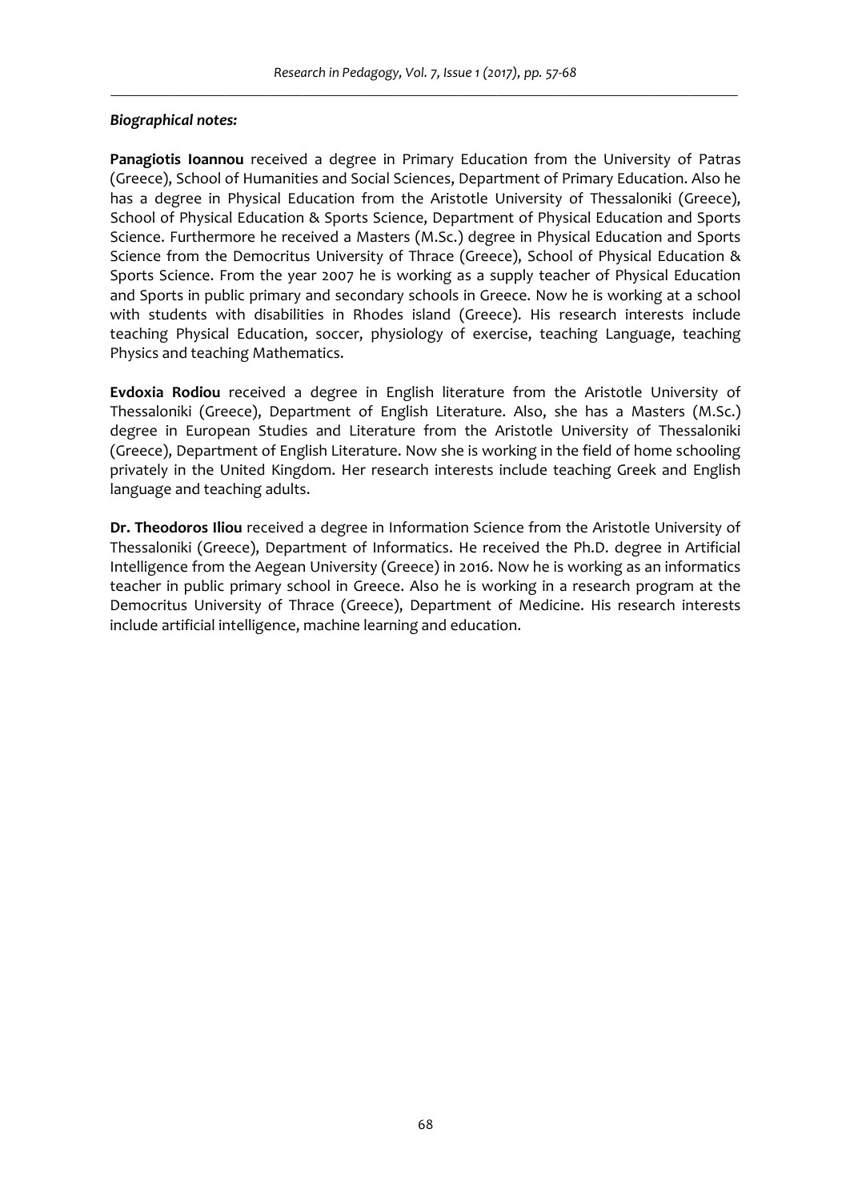***Biographical notes:***

**Panagiotis Ioannou** received a degree in Primary Education from the University of Patras (Greece), School of Humanities and Social Sciences, Department of Primary Education. Also he has a degree in Physical Education from the Aristotle University of Thessaloniki (Greece), School of Physical Education & Sports Science, Department of Physical Education and Sports Science. Furthermore he received a Masters (M.Sc.) degree in Physical Education and Sports Science from the Democritus University of Thrace (Greece), School of Physical Education & Sports Science. From the year 2007 he is working as a supply teacher of Physical Education and Sports in public primary and secondary schools in Greece. Now he is working at a school with students with disabilities in Rhodes island (Greece). His research interests include teaching Physical Education, soccer, physiology of exercise, teaching Language, teaching Physics and teaching Mathematics.

**Evdoxia Rodiou** received a degree in English literature from the Aristotle University of Thessaloniki (Greece), Department of English Literature. Also, she has a Masters (M.Sc.) degree in European Studies and Literature from the Aristotle University of Thessaloniki (Greece), Department of English Literature. Now she is working in the field of home schooling privately in the United Kingdom. Her research interests include teaching Greek and English language and teaching adults.

**Dr. Theodoros Iliou** received a degree in Information Science from the Aristotle University of Thessaloniki (Greece), Department of Informatics. He received the Ph.D. degree in Artificial Intelligence from the Aegean University (Greece) in 2016. Now he is working as an informatics teacher in public primary school in Greece. Also he is working in a research program at the Democritus University of Thrace (Greece), Department of Medicine. His research interests include artificial intelligence, machine learning and education.